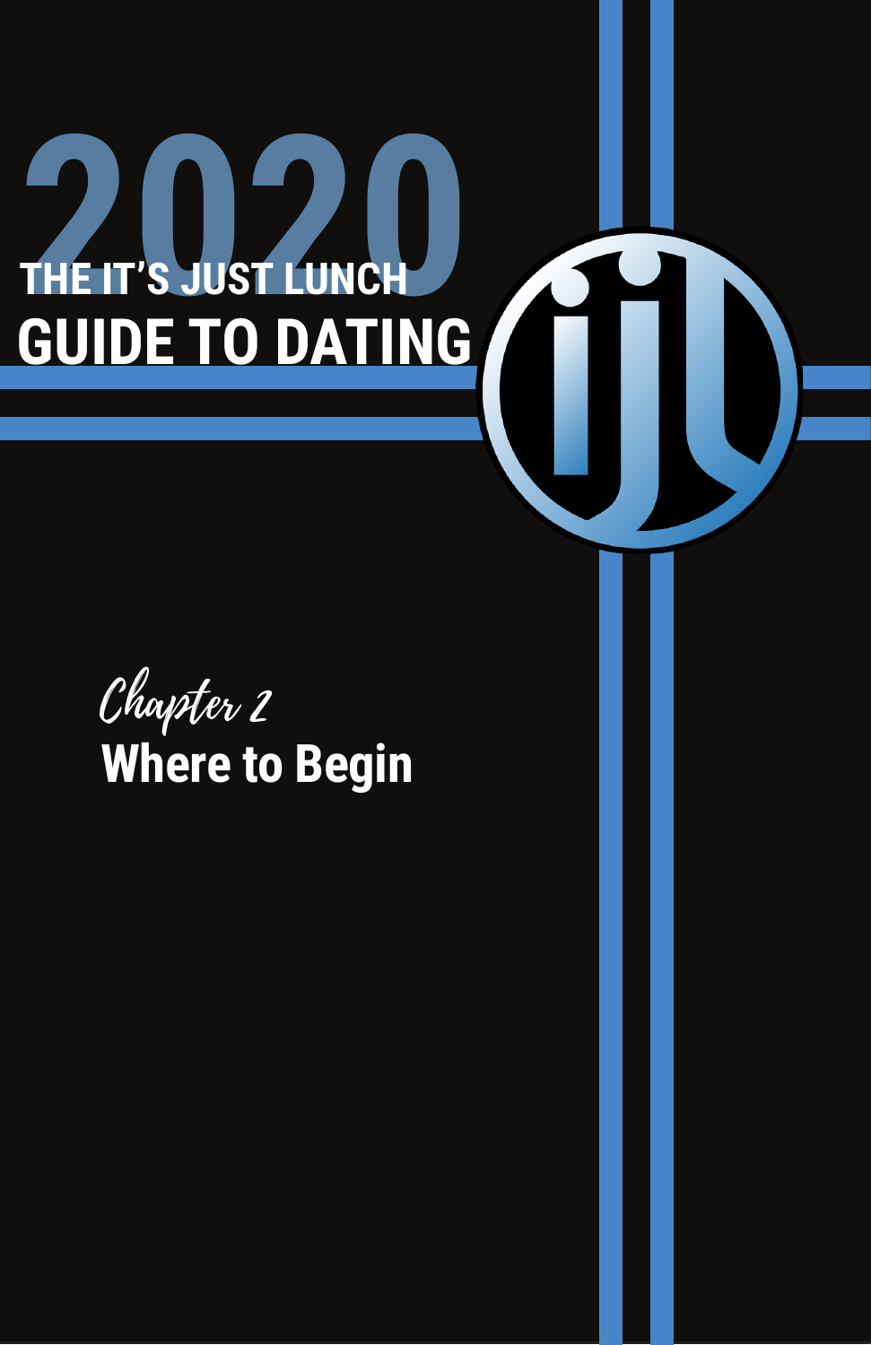# 2020 THE IT'S JUST LUNCH GUIDE TO DATING

*Chapter 2*

## Where to Begin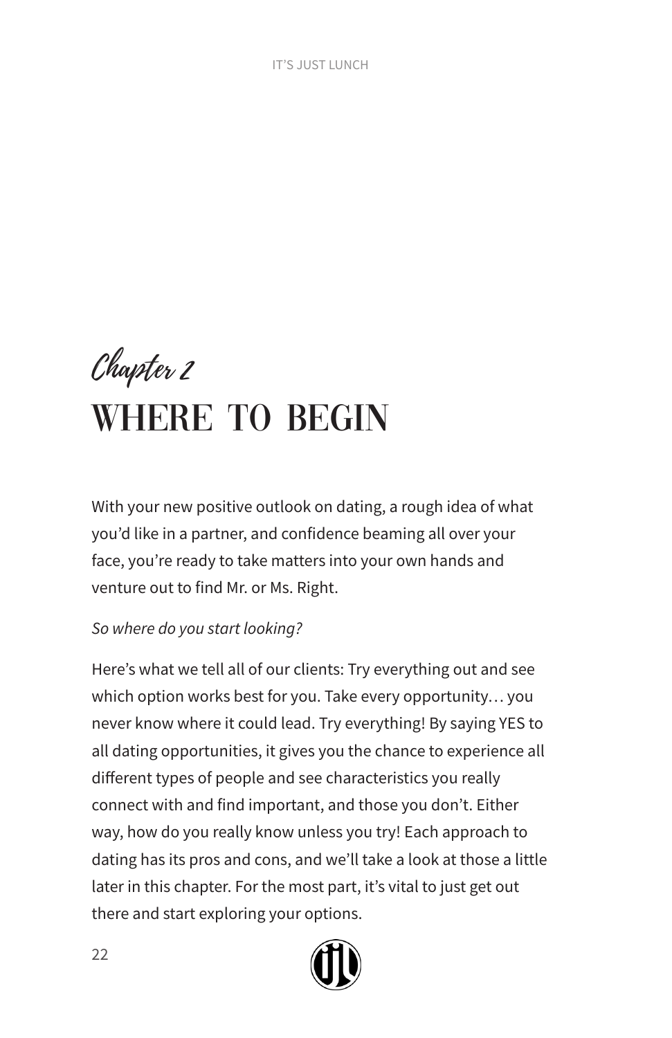## Chapter 2

# WHERE TO BEGIN

With your new positive outlook on dating, a rough idea of what you'd like in a partner, and confidence beaming all over your face, you're ready to take matters into your own hands and venture out to find Mr. or Ms. Right.

*So where do you start looking?*

Here's what we tell all of our clients: Try everything out and see which option works best for you. Take every opportunity… you never know where it could lead. Try everything! By saying YES to all dating opportunities, it gives you the chance to experience all different types of people and see characteristics you really connect with and find important, and those you don't. Either way, how do you really know unless you try! Each approach to dating has its pros and cons, and we'll take a look at those a little later in this chapter. For the most part, it's vital to just get out there and start exploring your options.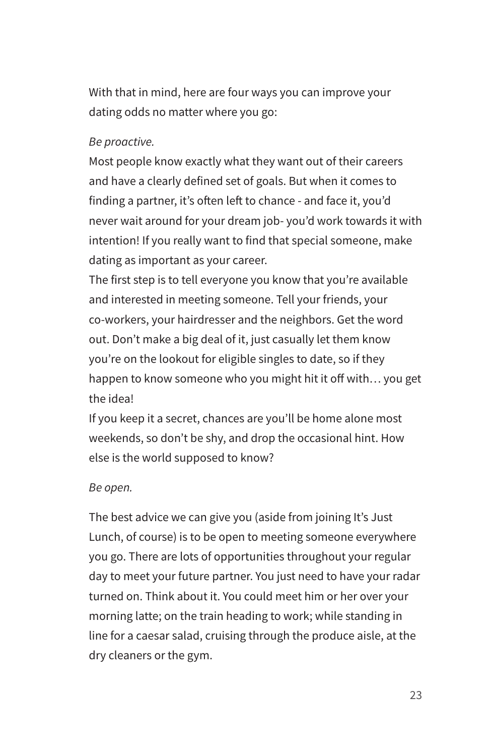With that in mind, here are four ways you can improve your dating odds no matter where you go:

*Be proactive.*

Most people know exactly what they want out of their careers and have a clearly defined set of goals. But when it comes to finding a partner, it's often left to chance - and face it, you'd never wait around for your dream job- you'd work towards it with intention! If you really want to find that special someone, make dating as important as your career.

The first step is to tell everyone you know that you're available and interested in meeting someone. Tell your friends, your co-workers, your hairdresser and the neighbors. Get the word out. Don't make a big deal of it, just casually let them know you're on the lookout for eligible singles to date, so if they happen to know someone who you might hit it off with… you get the idea!

If you keep it a secret, chances are you'll be home alone most weekends, so don't be shy, and drop the occasional hint. How else is the world supposed to know?

*Be open.*

The best advice we can give you (aside from joining It's Just Lunch, of course) is to be open to meeting someone everywhere you go. There are lots of opportunities throughout your regular day to meet your future partner. You just need to have your radar turned on. Think about it. You could meet him or her over your morning latte; on the train heading to work; while standing in line for a caesar salad, cruising through the produce aisle, at the dry cleaners or the gym.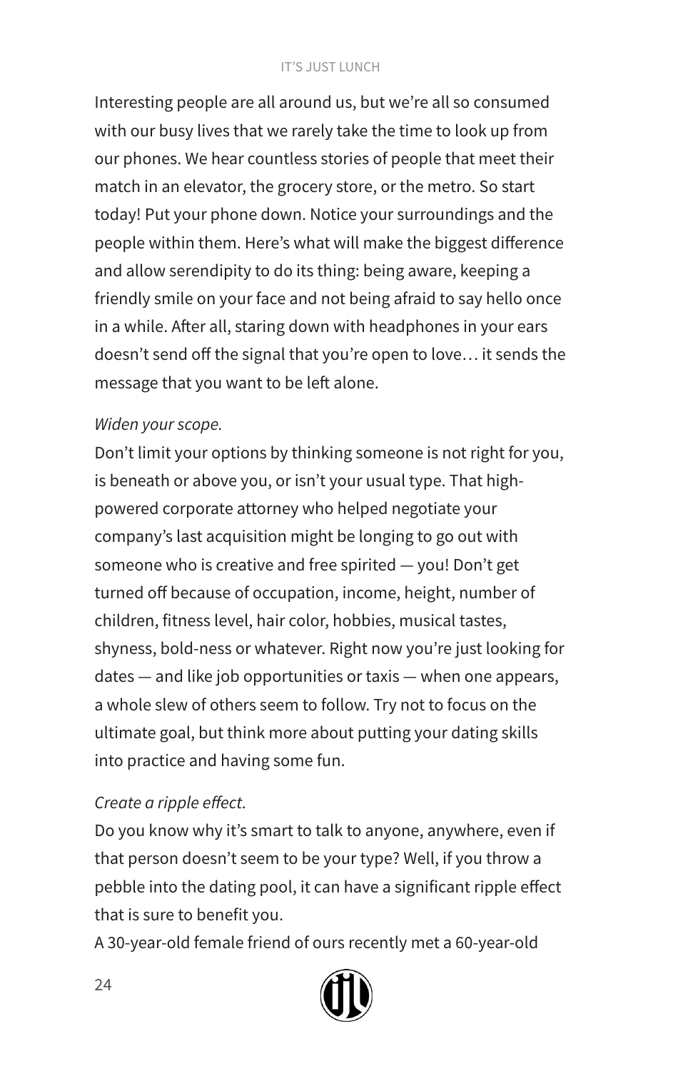Interesting people are all around us, but we're all so consumed with our busy lives that we rarely take the time to look up from our phones. We hear countless stories of people that meet their match in an elevator, the grocery store, or the metro. So start today! Put your phone down. Notice your surroundings and the people within them. Here's what will make the biggest difference and allow serendipity to do its thing: being aware, keeping a friendly smile on your face and not being afraid to say hello once in a while. After all, staring down with headphones in your ears doesn't send off the signal that you're open to love… it sends the message that you want to be left alone.

*Widen your scope.*

Don't limit your options by thinking someone is not right for you, is beneath or above you, or isn't your usual type. That high-powered corporate attorney who helped negotiate your company's last acquisition might be longing to go out with someone who is creative and free spirited — you! Don't get turned off because of occupation, income, height, number of children, fitness level, hair color, hobbies, musical tastes, shyness, bold-ness or whatever. Right now you're just looking for dates — and like job opportunities or taxis — when one appears, a whole slew of others seem to follow. Try not to focus on the ultimate goal, but think more about putting your dating skills into practice and having some fun.

*Create a ripple effect.*

Do you know why it's smart to talk to anyone, anywhere, even if that person doesn't seem to be your type? Well, if you throw a pebble into the dating pool, it can have a significant ripple effect that is sure to benefit you.

A 30-year-old female friend of ours recently met a 60-year-old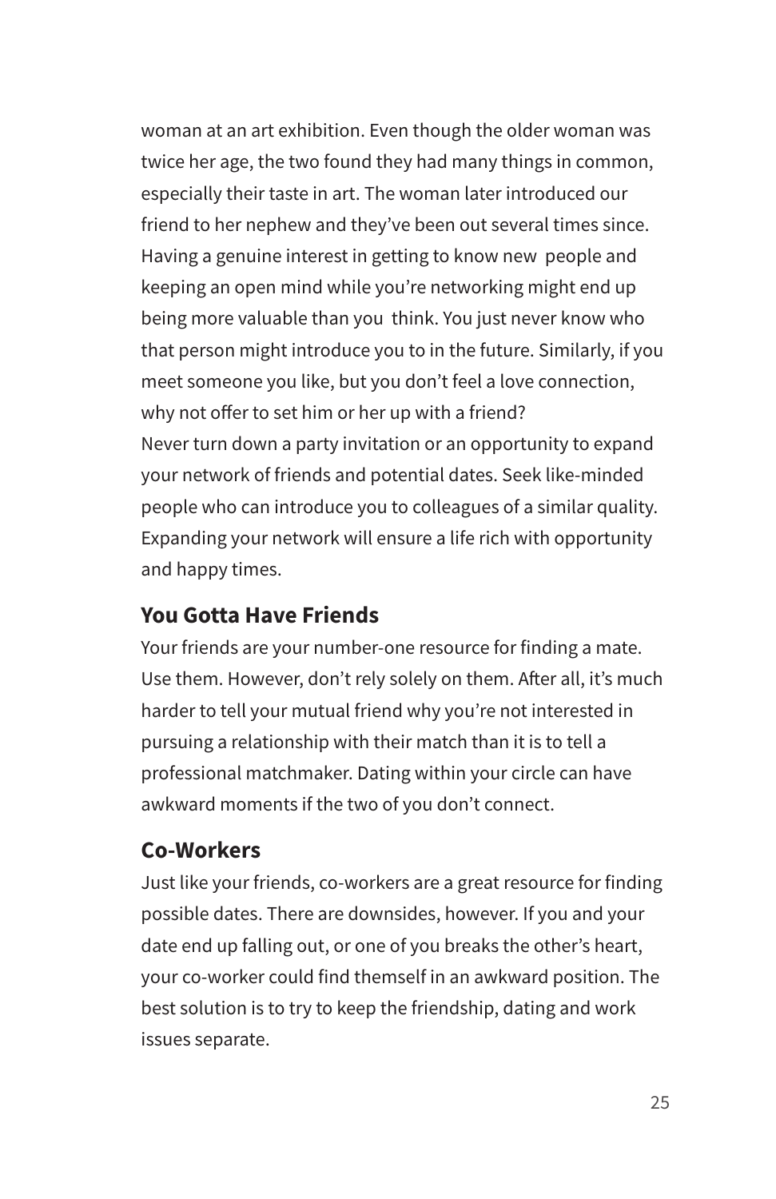woman at an art exhibition. Even though the older woman was twice her age, the two found they had many things in common, especially their taste in art. The woman later introduced our friend to her nephew and they've been out several times since. Having a genuine interest in getting to know new people and keeping an open mind while you're networking might end up being more valuable than you think. You just never know who that person might introduce you to in the future. Similarly, if you meet someone you like, but you don't feel a love connection, why not offer to set him or her up with a friend?

Never turn down a party invitation or an opportunity to expand your network of friends and potential dates. Seek like-minded people who can introduce you to colleagues of a similar quality. Expanding your network will ensure a life rich with opportunity and happy times.

## You Gotta Have Friends

Your friends are your number-one resource for finding a mate. Use them. However, don't rely solely on them. After all, it's much harder to tell your mutual friend why you're not interested in pursuing a relationship with their match than it is to tell a professional matchmaker. Dating within your circle can have awkward moments if the two of you don't connect.

## Co-Workers

Just like your friends, co-workers are a great resource for finding possible dates. There are downsides, however. If you and your date end up falling out, or one of you breaks the other's heart, your co-worker could find themself in an awkward position. The best solution is to try to keep the friendship, dating and work issues separate.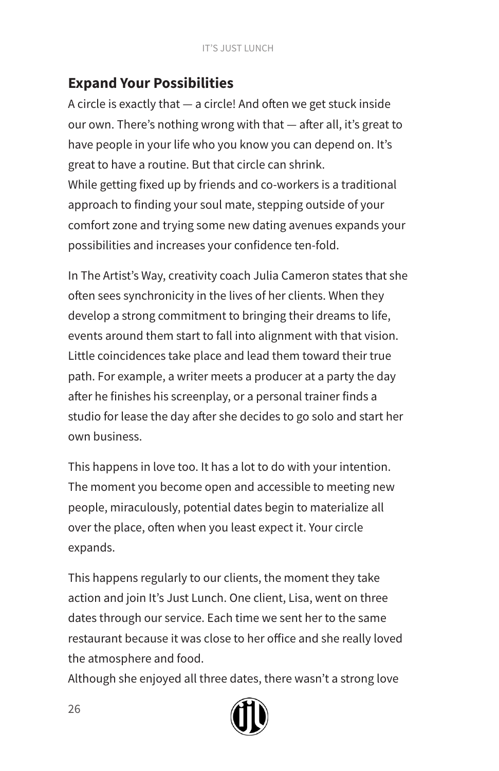## Expand Your Possibilities

A circle is exactly that — a circle! And often we get stuck inside our own. There's nothing wrong with that — after all, it's great to have people in your life who you know you can depend on. It's great to have a routine. But that circle can shrink.
While getting fixed up by friends and co-workers is a traditional approach to finding your soul mate, stepping outside of your comfort zone and trying some new dating avenues expands your possibilities and increases your confidence ten-fold.

In The Artist's Way, creativity coach Julia Cameron states that she often sees synchronicity in the lives of her clients. When they develop a strong commitment to bringing their dreams to life, events around them start to fall into alignment with that vision. Little coincidences take place and lead them toward their true path. For example, a writer meets a producer at a party the day after he finishes his screenplay, or a personal trainer finds a studio for lease the day after she decides to go solo and start her own business.

This happens in love too. It has a lot to do with your intention. The moment you become open and accessible to meeting new people, miraculously, potential dates begin to materialize all over the place, often when you least expect it. Your circle expands.

This happens regularly to our clients, the moment they take action and join It's Just Lunch. One client, Lisa, went on three dates through our service. Each time we sent her to the same restaurant because it was close to her office and she really loved the atmosphere and food.
Although she enjoyed all three dates, there wasn't a strong love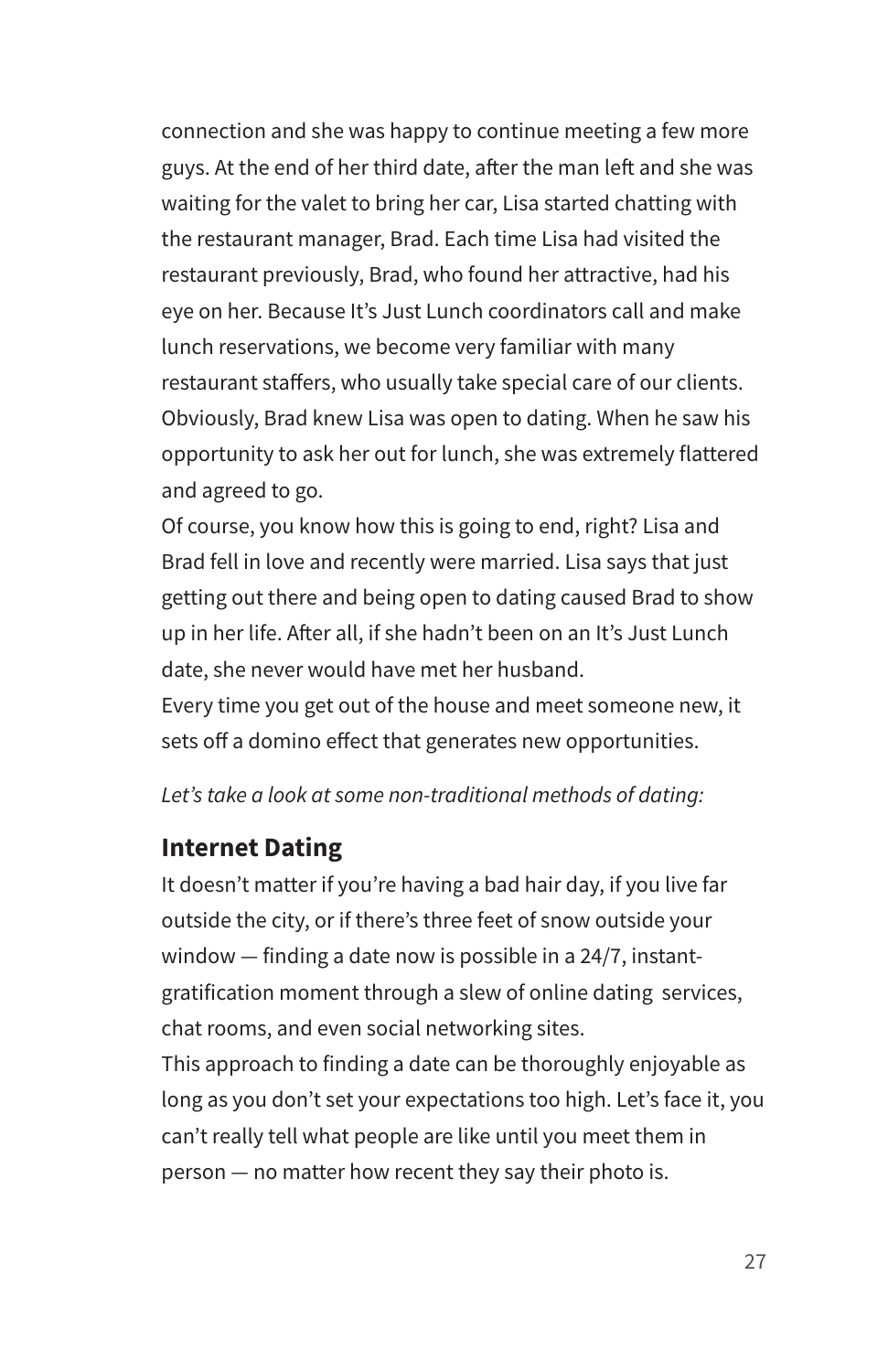connection and she was happy to continue meeting a few more guys. At the end of her third date, after the man left and she was waiting for the valet to bring her car, Lisa started chatting with the restaurant manager, Brad. Each time Lisa had visited the restaurant previously, Brad, who found her attractive, had his eye on her. Because It's Just Lunch coordinators call and make lunch reservations, we become very familiar with many restaurant staffers, who usually take special care of our clients. Obviously, Brad knew Lisa was open to dating. When he saw his opportunity to ask her out for lunch, she was extremely flattered and agreed to go.

Of course, you know how this is going to end, right? Lisa and Brad fell in love and recently were married. Lisa says that just getting out there and being open to dating caused Brad to show up in her life. After all, if she hadn't been on an It's Just Lunch date, she never would have met her husband.

Every time you get out of the house and meet someone new, it sets off a domino effect that generates new opportunities.

*Let's take a look at some non-traditional methods of dating:*

## Internet Dating

It doesn't matter if you're having a bad hair day, if you live far outside the city, or if there's three feet of snow outside your window — finding a date now is possible in a 24/7, instant-gratification moment through a slew of online dating services, chat rooms, and even social networking sites.

This approach to finding a date can be thoroughly enjoyable as long as you don't set your expectations too high. Let's face it, you can't really tell what people are like until you meet them in person — no matter how recent they say their photo is.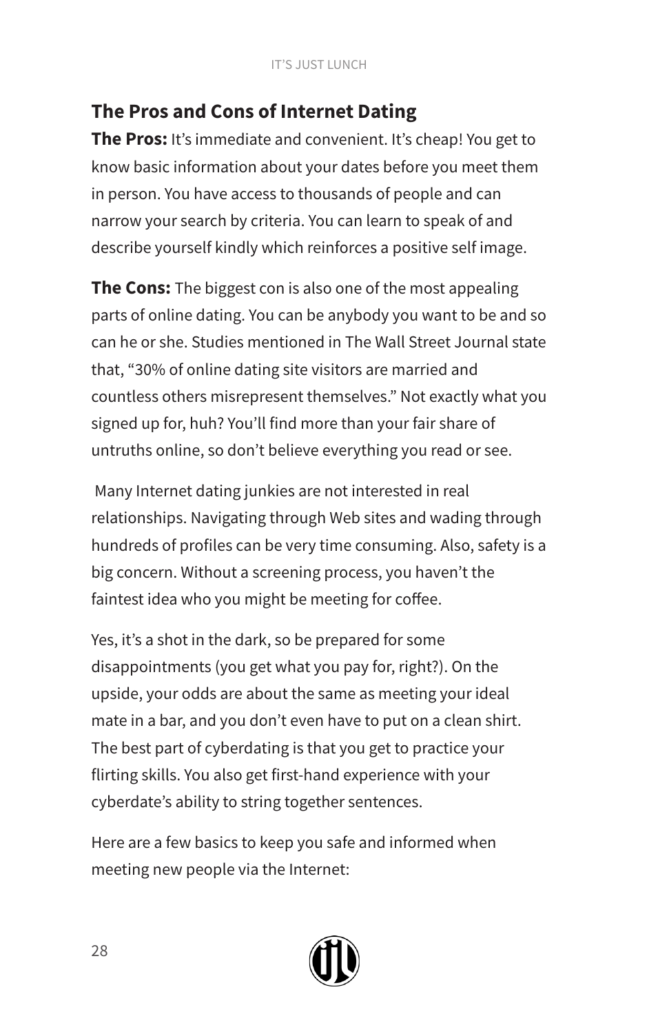## The Pros and Cons of Internet Dating

**The Pros:** It's immediate and convenient. It's cheap! You get to know basic information about your dates before you meet them in person. You have access to thousands of people and can narrow your search by criteria. You can learn to speak of and describe yourself kindly which reinforces a positive self image.

**The Cons:** The biggest con is also one of the most appealing parts of online dating. You can be anybody you want to be and so can he or she. Studies mentioned in The Wall Street Journal state that, "30% of online dating site visitors are married and countless others misrepresent themselves." Not exactly what you signed up for, huh? You'll find more than your fair share of untruths online, so don't believe everything you read or see.

Many Internet dating junkies are not interested in real relationships. Navigating through Web sites and wading through hundreds of profiles can be very time consuming. Also, safety is a big concern. Without a screening process, you haven't the faintest idea who you might be meeting for coffee.

Yes, it's a shot in the dark, so be prepared for some disappointments (you get what you pay for, right?). On the upside, your odds are about the same as meeting your ideal mate in a bar, and you don't even have to put on a clean shirt. The best part of cyberdating is that you get to practice your flirting skills. You also get first-hand experience with your cyberdate's ability to string together sentences.

Here are a few basics to keep you safe and informed when meeting new people via the Internet: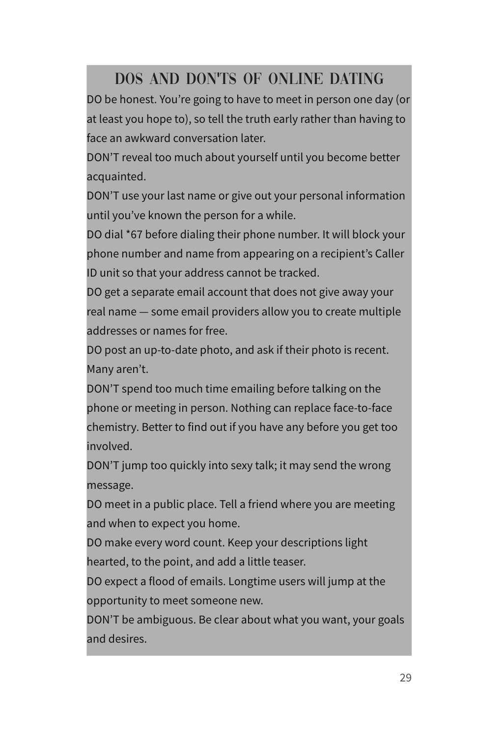## DOS AND DON'TS OF ONLINE DATING

DO be honest. You're going to have to meet in person one day (or at least you hope to), so tell the truth early rather than having to face an awkward conversation later.

DON'T reveal too much about yourself until you become better acquainted.

DON'T use your last name or give out your personal information until you've known the person for a while.

DO dial *67 before dialing their phone number. It will block your phone number and name from appearing on a recipient's Caller ID unit so that your address cannot be tracked.

DO get a separate email account that does not give away your real name — some email providers allow you to create multiple addresses or names for free.

DO post an up-to-date photo, and ask if their photo is recent. Many aren't.

DON'T spend too much time emailing before talking on the phone or meeting in person. Nothing can replace face-to-face chemistry. Better to find out if you have any before you get too involved.

DON'T jump too quickly into sexy talk; it may send the wrong message.

DO meet in a public place. Tell a friend where you are meeting and when to expect you home.

DO make every word count. Keep your descriptions light hearted, to the point, and add a little teaser.

DO expect a flood of emails. Longtime users will jump at the opportunity to meet someone new.

DON'T be ambiguous. Be clear about what you want, your goals and desires.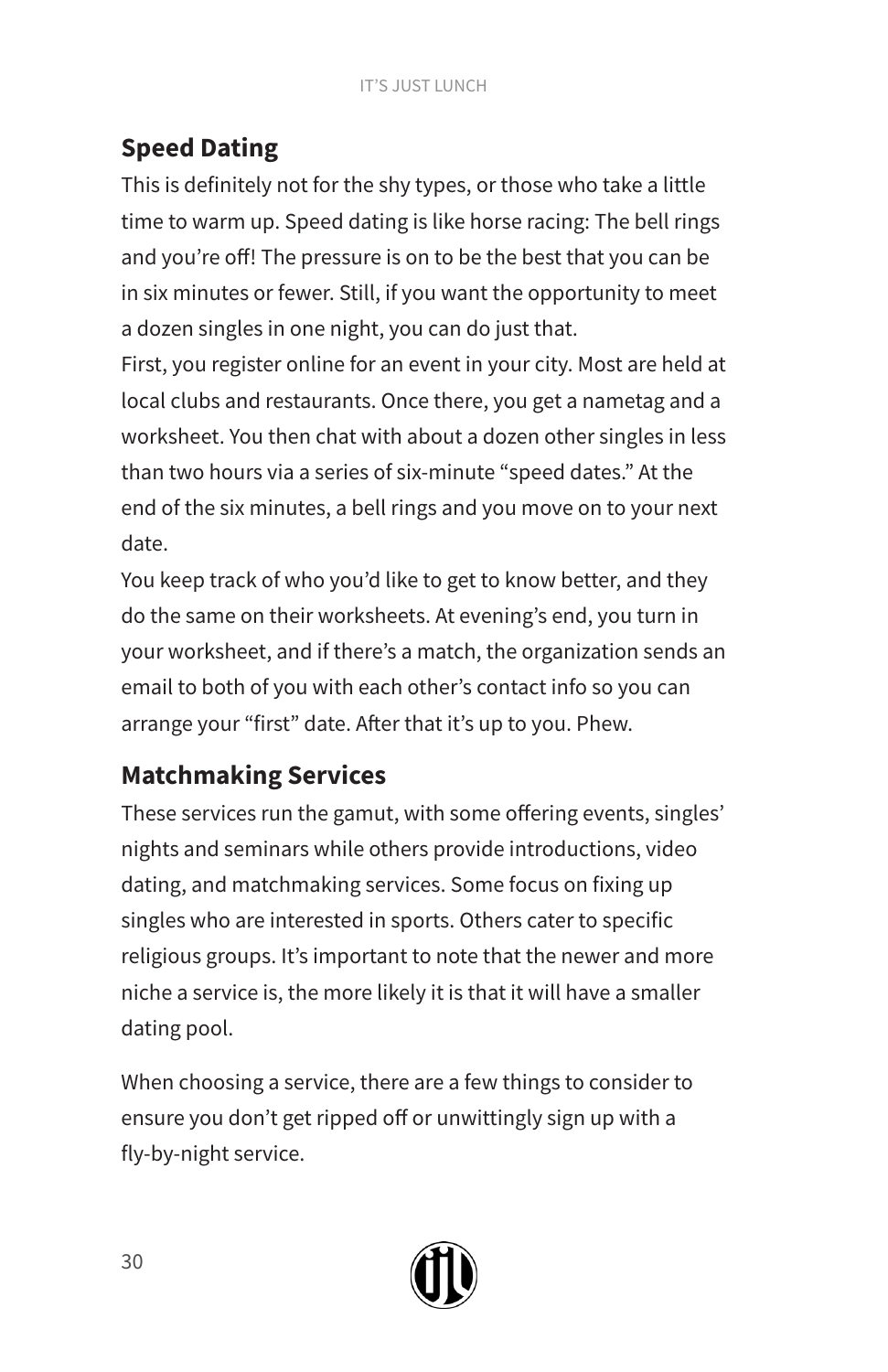## Speed Dating

This is definitely not for the shy types, or those who take a little time to warm up. Speed dating is like horse racing: The bell rings and you're off! The pressure is on to be the best that you can be in six minutes or fewer. Still, if you want the opportunity to meet a dozen singles in one night, you can do just that.

First, you register online for an event in your city. Most are held at local clubs and restaurants. Once there, you get a nametag and a worksheet. You then chat with about a dozen other singles in less than two hours via a series of six-minute "speed dates." At the end of the six minutes, a bell rings and you move on to your next date.

You keep track of who you'd like to get to know better, and they do the same on their worksheets. At evening's end, you turn in your worksheet, and if there's a match, the organization sends an email to both of you with each other's contact info so you can arrange your "first" date. After that it's up to you. Phew.

## Matchmaking Services

These services run the gamut, with some offering events, singles' nights and seminars while others provide introductions, video dating, and matchmaking services. Some focus on fixing up singles who are interested in sports. Others cater to specific religious groups. It's important to note that the newer and more niche a service is, the more likely it is that it will have a smaller dating pool.

When choosing a service, there are a few things to consider to ensure you don't get ripped off or unwittingly sign up with a fly-by-night service.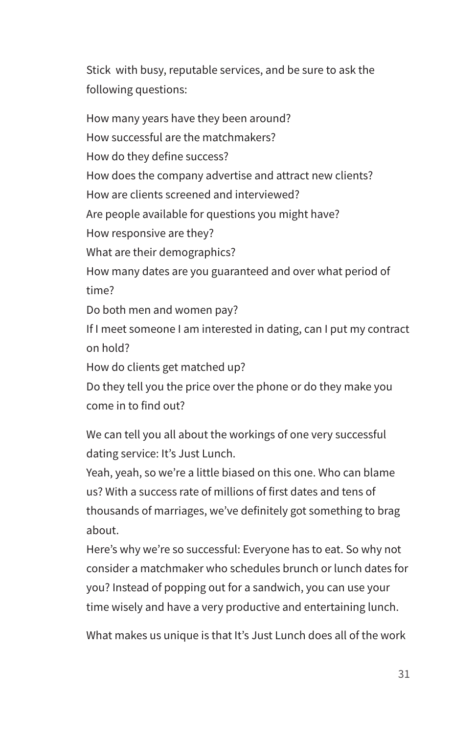Stick  with busy, reputable services, and be sure to ask the following questions:

How many years have they been around?
How successful are the matchmakers?
How do they define success?
How does the company advertise and attract new clients?
How are clients screened and interviewed?
Are people available for questions you might have?
How responsive are they?
What are their demographics?
How many dates are you guaranteed and over what period of time?
Do both men and women pay?
If I meet someone I am interested in dating, can I put my contract on hold?
How do clients get matched up?
Do they tell you the price over the phone or do they make you come in to find out?

We can tell you all about the workings of one very successful dating service: It's Just Lunch.
Yeah, yeah, so we're a little biased on this one. Who can blame us? With a success rate of millions of first dates and tens of thousands of marriages, we've definitely got something to brag about.
Here's why we're so successful: Everyone has to eat. So why not consider a matchmaker who schedules brunch or lunch dates for you? Instead of popping out for a sandwich, you can use your time wisely and have a very productive and entertaining lunch.

What makes us unique is that It's Just Lunch does all of the work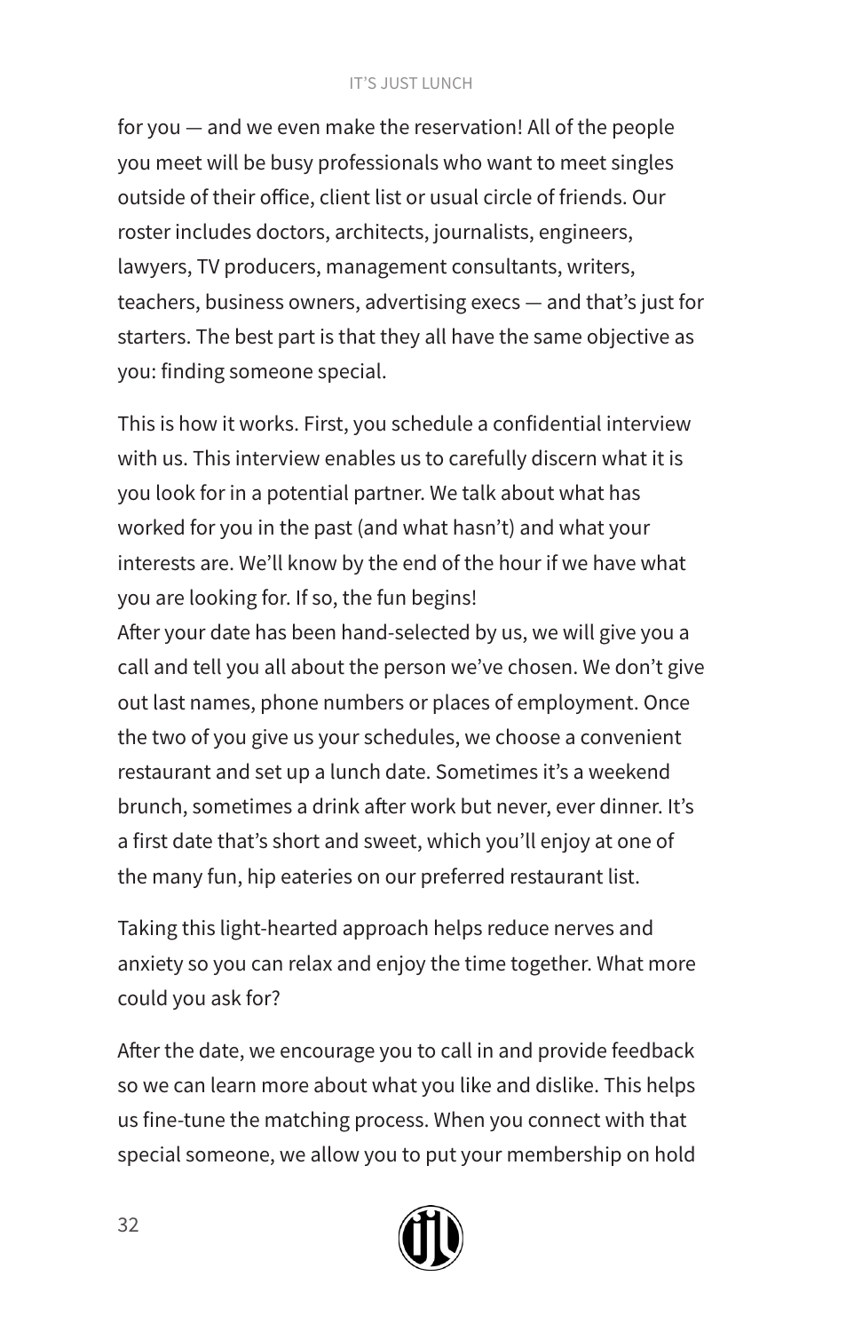for you — and we even make the reservation! All of the people you meet will be busy professionals who want to meet singles outside of their office, client list or usual circle of friends. Our roster includes doctors, architects, journalists, engineers, lawyers, TV producers, management consultants, writers, teachers, business owners, advertising execs — and that's just for starters. The best part is that they all have the same objective as you: finding someone special.

This is how it works. First, you schedule a confidential interview with us. This interview enables us to carefully discern what it is you look for in a potential partner. We talk about what has worked for you in the past (and what hasn't) and what your interests are. We'll know by the end of the hour if we have what you are looking for. If so, the fun begins!
After your date has been hand-selected by us, we will give you a call and tell you all about the person we've chosen. We don't give out last names, phone numbers or places of employment. Once the two of you give us your schedules, we choose a convenient restaurant and set up a lunch date. Sometimes it's a weekend brunch, sometimes a drink after work but never, ever dinner. It's a first date that's short and sweet, which you'll enjoy at one of the many fun, hip eateries on our preferred restaurant list.

Taking this light-hearted approach helps reduce nerves and anxiety so you can relax and enjoy the time together. What more could you ask for?

After the date, we encourage you to call in and provide feedback so we can learn more about what you like and dislike. This helps us fine-tune the matching process. When you connect with that special someone, we allow you to put your membership on hold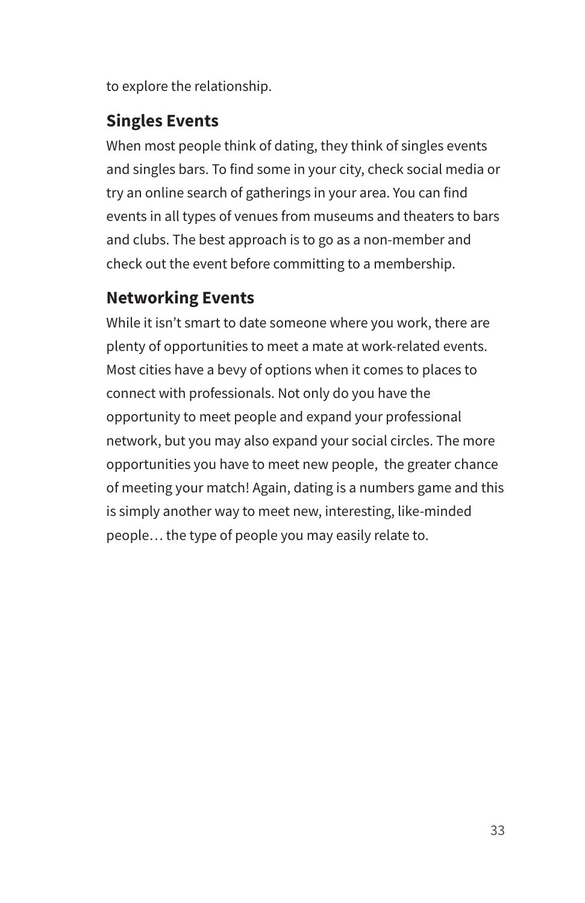to explore the relationship.

## Singles Events

When most people think of dating, they think of singles events and singles bars. To find some in your city, check social media or try an online search of gatherings in your area. You can find events in all types of venues from museums and theaters to bars and clubs. The best approach is to go as a non-member and check out the event before committing to a membership.

## Networking Events

While it isn't smart to date someone where you work, there are plenty of opportunities to meet a mate at work-related events. Most cities have a bevy of options when it comes to places to connect with professionals. Not only do you have the opportunity to meet people and expand your professional network, but you may also expand your social circles. The more opportunities you have to meet new people, the greater chance of meeting your match! Again, dating is a numbers game and this is simply another way to meet new, interesting, like-minded people… the type of people you may easily relate to.